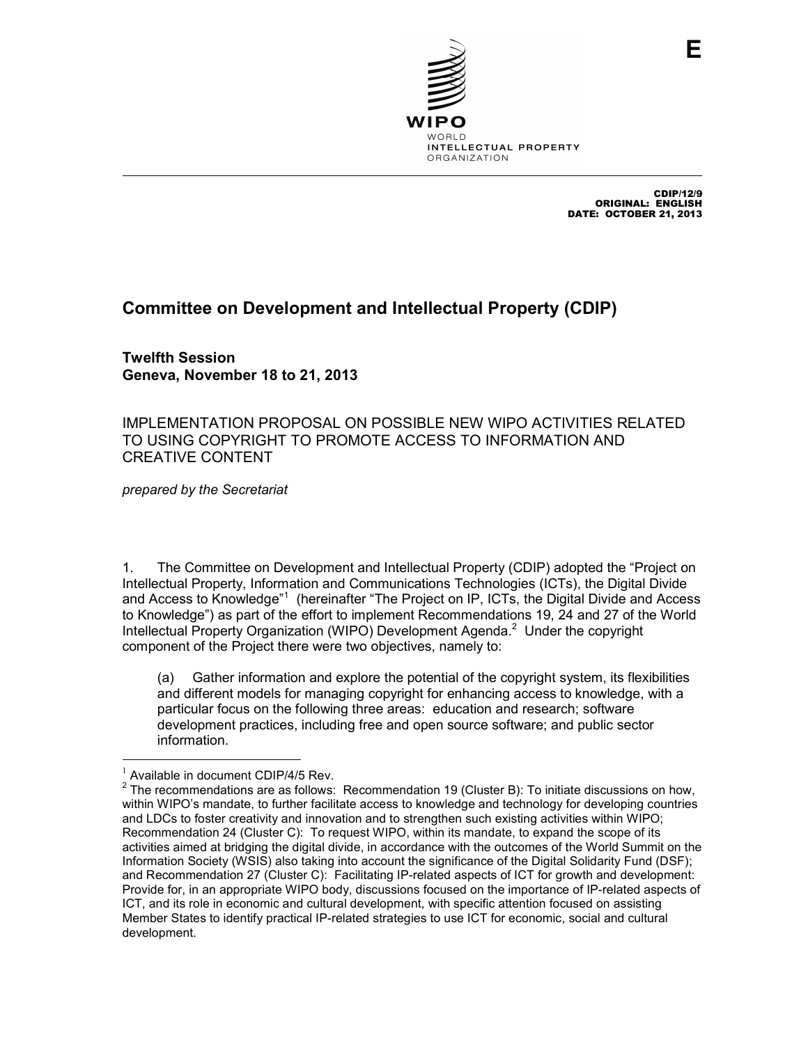E

WIPO
WORLD
INTELLECTUAL PROPERTY
ORGANIZATION

CDIP/12/9
ORIGINAL: ENGLISH
DATE: OCTOBER 21, 2013

# Committee on Development and Intellectual Property (CDIP)

**Twelfth Session**
**Geneva, November 18 to 21, 2013**

IMPLEMENTATION PROPOSAL ON POSSIBLE NEW WIPO ACTIVITIES RELATED TO USING COPYRIGHT TO PROMOTE ACCESS TO INFORMATION AND CREATIVE CONTENT

*prepared by the Secretariat*

1. The Committee on Development and Intellectual Property (CDIP) adopted the "Project on Intellectual Property, Information and Communications Technologies (ICTs), the Digital Divide and Access to Knowledge"[1] (hereinafter "The Project on IP, ICTs, the Digital Divide and Access to Knowledge") as part of the effort to implement Recommendations 19, 24 and 27 of the World Intellectual Property Organization (WIPO) Development Agenda.[2] Under the copyright component of the Project there were two objectives, namely to:

   (a) Gather information and explore the potential of the copyright system, its flexibilities and different models for managing copyright for enhancing access to knowledge, with a particular focus on the following three areas: education and research; software development practices, including free and open source software; and public sector information.

---

[1] Available in document CDIP/4/5 Rev.

[2] The recommendations are as follows: Recommendation 19 (Cluster B): To initiate discussions on how, within WIPO's mandate, to further facilitate access to knowledge and technology for developing countries and LDCs to foster creativity and innovation and to strengthen such existing activities within WIPO; Recommendation 24 (Cluster C): To request WIPO, within its mandate, to expand the scope of its activities aimed at bridging the digital divide, in accordance with the outcomes of the World Summit on the Information Society (WSIS) also taking into account the significance of the Digital Solidarity Fund (DSF); and Recommendation 27 (Cluster C): Facilitating IP-related aspects of ICT for growth and development: Provide for, in an appropriate WIPO body, discussions focused on the importance of IP-related aspects of ICT, and its role in economic and cultural development, with specific attention focused on assisting Member States to identify practical IP-related strategies to use ICT for economic, social and cultural development.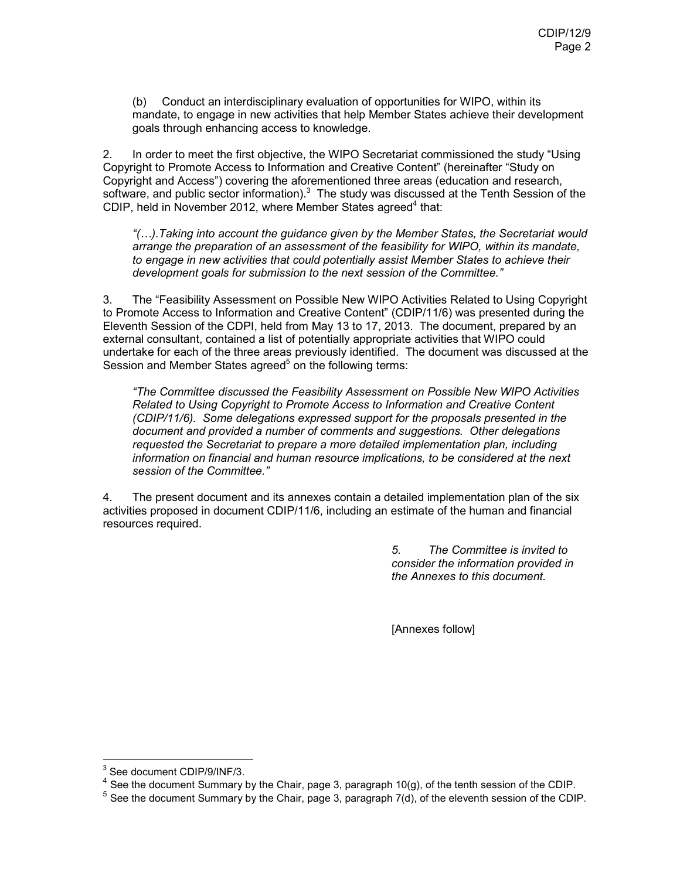(b) Conduct an interdisciplinary evaluation of opportunities for WIPO, within its mandate, to engage in new activities that help Member States achieve their development goals through enhancing access to knowledge.

2. In order to meet the first objective, the WIPO Secretariat commissioned the study "Using Copyright to Promote Access to Information and Creative Content" (hereinafter "Study on Copyright and Access") covering the aforementioned three areas (education and research, software, and public sector information).[3] The study was discussed at the Tenth Session of the CDIP, held in November 2012, where Member States agreed[4] that:

*"(…).Taking into account the guidance given by the Member States, the Secretariat would arrange the preparation of an assessment of the feasibility for WIPO, within its mandate, to engage in new activities that could potentially assist Member States to achieve their development goals for submission to the next session of the Committee."*

3. The "Feasibility Assessment on Possible New WIPO Activities Related to Using Copyright to Promote Access to Information and Creative Content" (CDIP/11/6) was presented during the Eleventh Session of the CDPI, held from May 13 to 17, 2013. The document, prepared by an external consultant, contained a list of potentially appropriate activities that WIPO could undertake for each of the three areas previously identified. The document was discussed at the Session and Member States agreed[5] on the following terms:

*"The Committee discussed the Feasibility Assessment on Possible New WIPO Activities Related to Using Copyright to Promote Access to Information and Creative Content (CDIP/11/6). Some delegations expressed support for the proposals presented in the document and provided a number of comments and suggestions. Other delegations requested the Secretariat to prepare a more detailed implementation plan, including information on financial and human resource implications, to be considered at the next session of the Committee."*

4. The present document and its annexes contain a detailed implementation plan of the six activities proposed in document CDIP/11/6, including an estimate of the human and financial resources required.

*5. The Committee is invited to consider the information provided in the Annexes to this document.*

[Annexes follow]

---

[3] See document CDIP/9/INF/3.

[4] See the document Summary by the Chair, page 3, paragraph 10(g), of the tenth session of the CDIP.

[5] See the document Summary by the Chair, page 3, paragraph 7(d), of the eleventh session of the CDIP.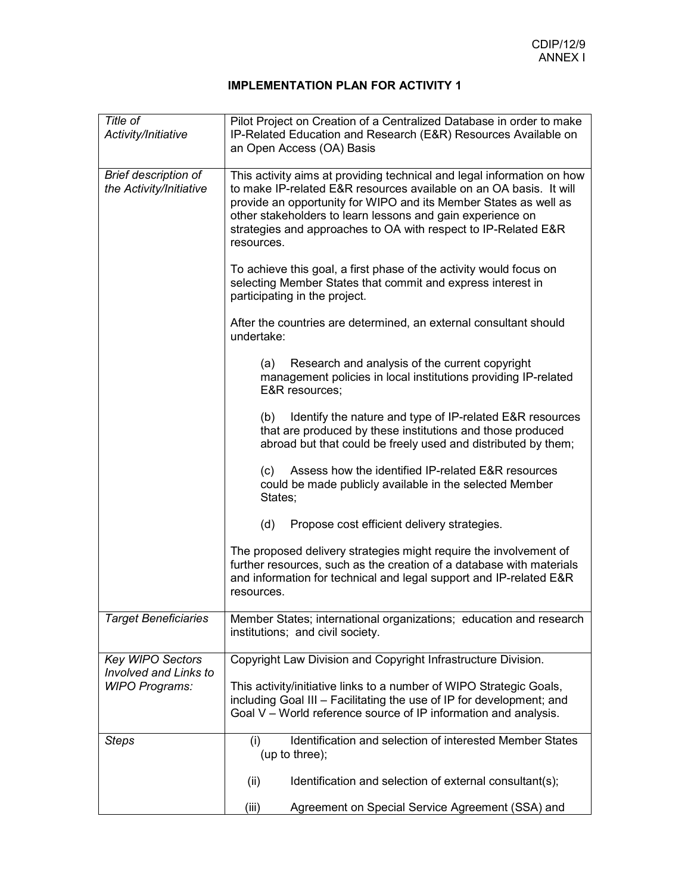# IMPLEMENTATION PLAN FOR ACTIVITY 1

| | |
|---|---|
| *Title of Activity/Initiative* | Pilot Project on Creation of a Centralized Database in order to make IP-Related Education and Research (E&R) Resources Available on an Open Access (OA) Basis |
| *Brief description of the Activity/Initiative* | This activity aims at providing technical and legal information on how to make IP-related E&R resources available on an OA basis. It will provide an opportunity for WIPO and its Member States as well as other stakeholders to learn lessons and gain experience on strategies and approaches to OA with respect to IP-Related E&R resources.<br><br>To achieve this goal, a first phase of the activity would focus on selecting Member States that commit and express interest in participating in the project.<br><br>After the countries are determined, an external consultant should undertake:<br><br>(a) Research and analysis of the current copyright management policies in local institutions providing IP-related E&R resources;<br><br>(b) Identify the nature and type of IP-related E&R resources that are produced by these institutions and those produced abroad but that could be freely used and distributed by them;<br><br>(c) Assess how the identified IP-related E&R resources could be made publicly available in the selected Member States;<br><br>(d) Propose cost efficient delivery strategies.<br><br>The proposed delivery strategies might require the involvement of further resources, such as the creation of a database with materials and information for technical and legal support and IP-related E&R resources. |
| *Target Beneficiaries* | Member States; international organizations; education and research institutions; and civil society. |
| *Key WIPO Sectors Involved and Links to WIPO Programs:* | Copyright Law Division and Copyright Infrastructure Division.<br><br>This activity/initiative links to a number of WIPO Strategic Goals, including Goal III – Facilitating the use of IP for development; and Goal V – World reference source of IP information and analysis. |
| *Steps* | (i) Identification and selection of interested Member States (up to three);<br><br>(ii) Identification and selection of external consultant(s);<br><br>(iii) Agreement on Special Service Agreement (SSA) and |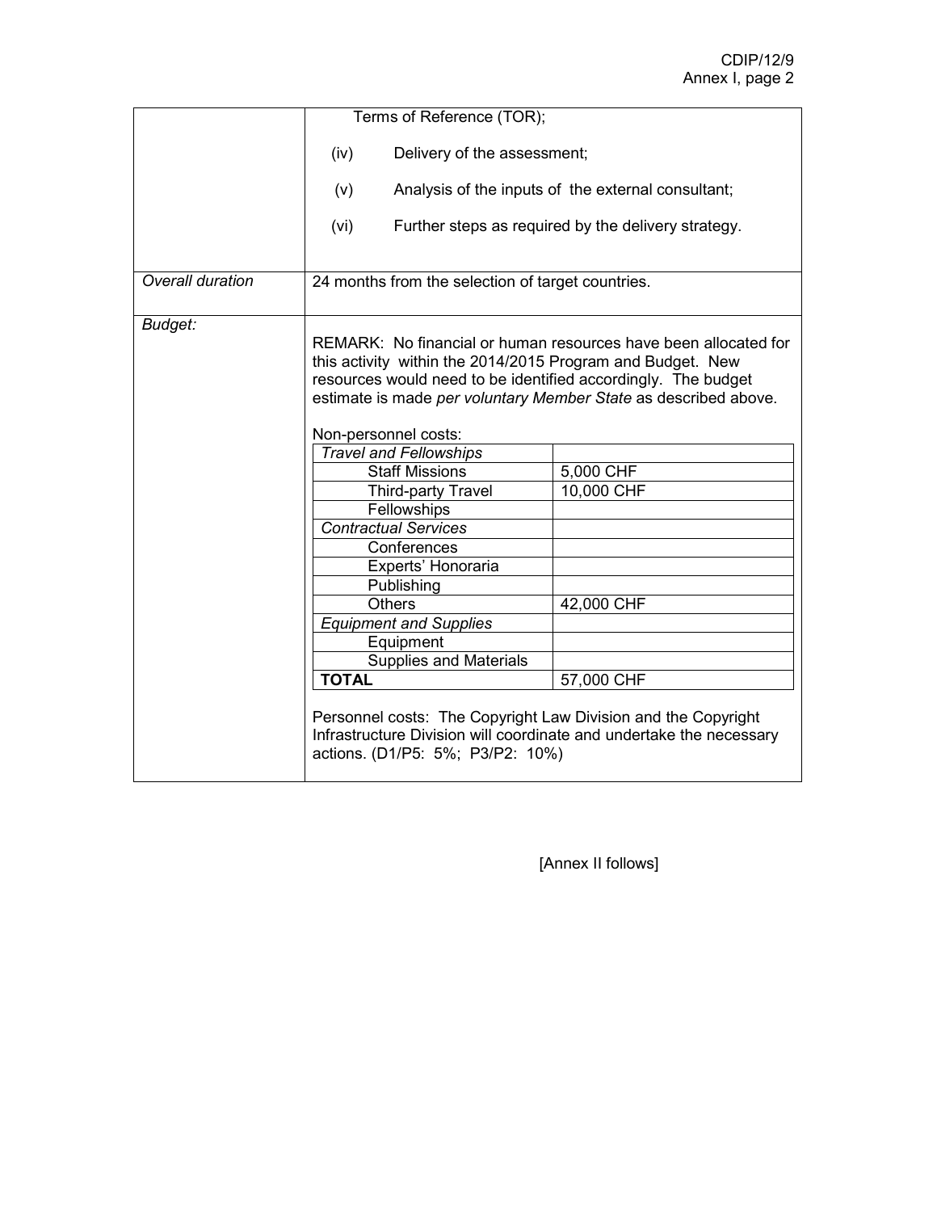| | |
|---|---|
| | Terms of Reference (TOR);<br><br>(iv) Delivery of the assessment;<br><br>(v) Analysis of the inputs of the external consultant;<br><br>(vi) Further steps as required by the delivery strategy. |
| *Overall duration* | 24 months from the selection of target countries. |
| *Budget:* | REMARK: No financial or human resources have been allocated for this activity within the 2014/2015 Program and Budget. New resources would need to be identified accordingly. The budget estimate is made *per voluntary Member State* as described above.<br><br>Non-personnel costs: |

| | |
|---|---|
| *Travel and Fellowships* | |
| Staff Missions | 5,000 CHF |
| Third-party Travel | 10,000 CHF |
| Fellowships | |
| *Contractual Services* | |
| Conferences | |
| Experts' Honoraria | |
| Publishing | |
| Others | 42,000 CHF |
| *Equipment and Supplies* | |
| Equipment | |
| Supplies and Materials | |
| **TOTAL** | 57,000 CHF |

Personnel costs: The Copyright Law Division and the Copyright Infrastructure Division will coordinate and undertake the necessary actions. (D1/P5: 5%; P3/P2: 10%)

[Annex II follows]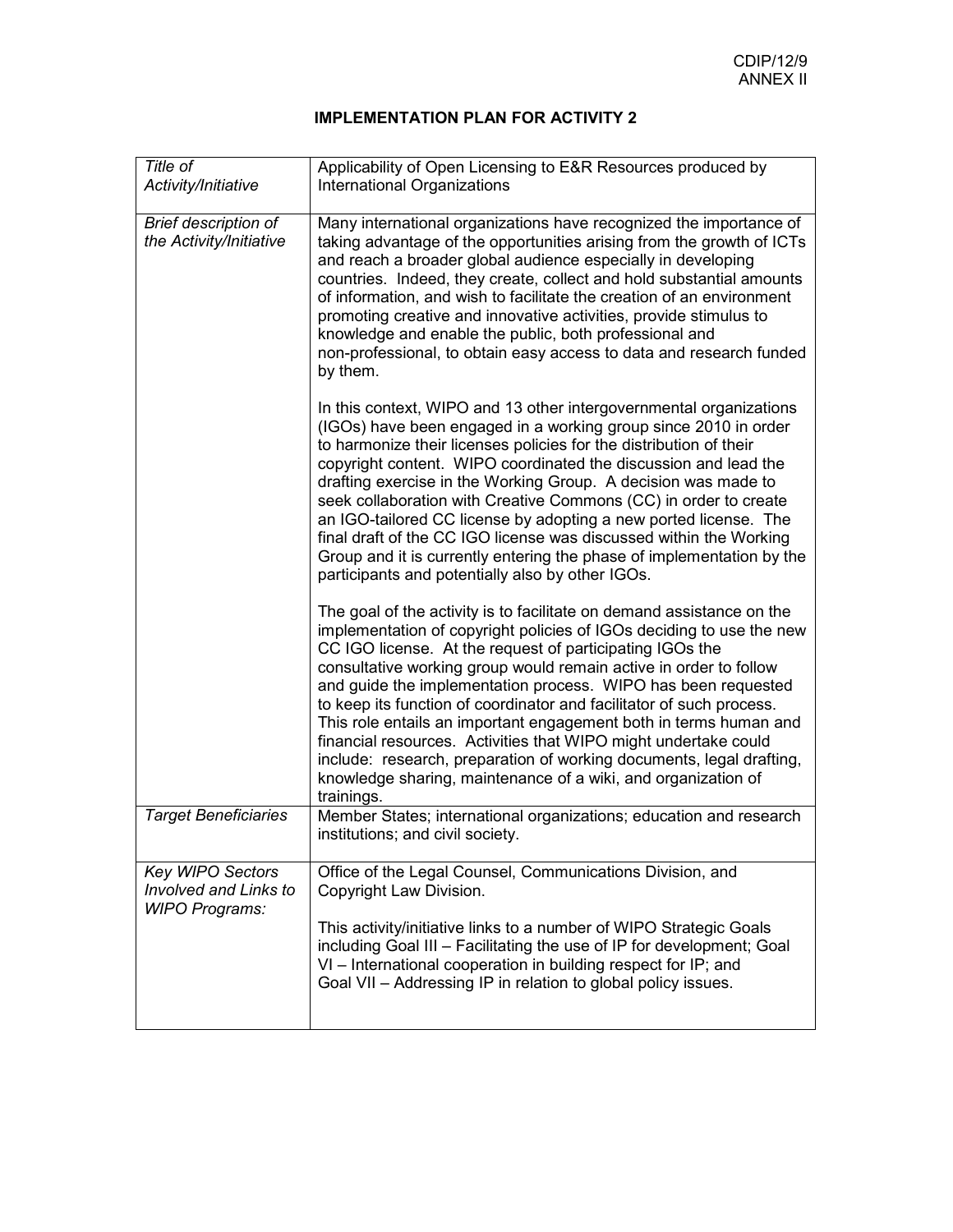# IMPLEMENTATION PLAN FOR ACTIVITY 2

| *Title of Activity/Initiative* | Applicability of Open Licensing to E&R Resources produced by International Organizations |
|---|---|
| *Brief description of the Activity/Initiative* | Many international organizations have recognized the importance of taking advantage of the opportunities arising from the growth of ICTs and reach a broader global audience especially in developing countries. Indeed, they create, collect and hold substantial amounts of information, and wish to facilitate the creation of an environment promoting creative and innovative activities, provide stimulus to knowledge and enable the public, both professional and non-professional, to obtain easy access to data and research funded by them.<br><br>In this context, WIPO and 13 other intergovernmental organizations (IGOs) have been engaged in a working group since 2010 in order to harmonize their licenses policies for the distribution of their copyright content. WIPO coordinated the discussion and lead the drafting exercise in the Working Group. A decision was made to seek collaboration with Creative Commons (CC) in order to create an IGO-tailored CC license by adopting a new ported license. The final draft of the CC IGO license was discussed within the Working Group and it is currently entering the phase of implementation by the participants and potentially also by other IGOs.<br><br>The goal of the activity is to facilitate on demand assistance on the implementation of copyright policies of IGOs deciding to use the new CC IGO license. At the request of participating IGOs the consultative working group would remain active in order to follow and guide the implementation process. WIPO has been requested to keep its function of coordinator and facilitator of such process. This role entails an important engagement both in terms human and financial resources. Activities that WIPO might undertake could include: research, preparation of working documents, legal drafting, knowledge sharing, maintenance of a wiki, and organization of trainings. |
| *Target Beneficiaries* | Member States; international organizations; education and research institutions; and civil society. |
| *Key WIPO Sectors Involved and Links to WIPO Programs:* | Office of the Legal Counsel, Communications Division, and Copyright Law Division.<br><br>This activity/initiative links to a number of WIPO Strategic Goals including Goal III – Facilitating the use of IP for development; Goal VI – International cooperation in building respect for IP; and Goal VII – Addressing IP in relation to global policy issues. |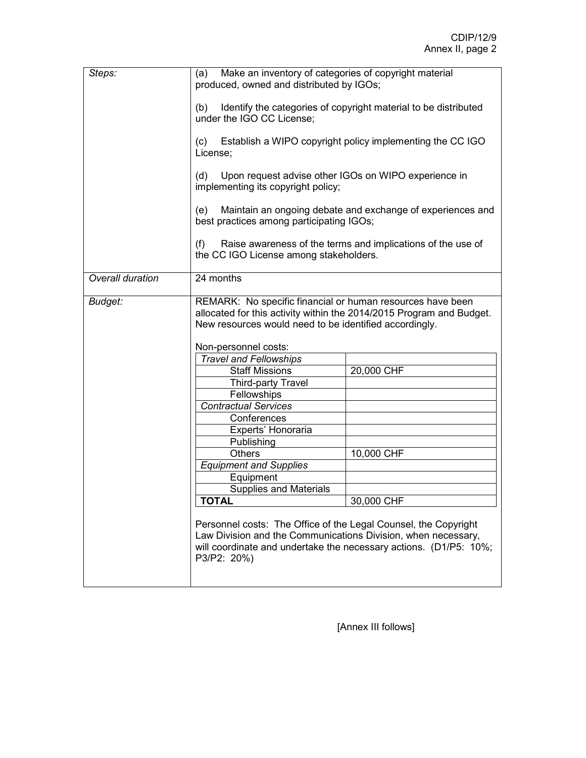| | |
|---|---|
| *Steps:* | (a) Make an inventory of categories of copyright material produced, owned and distributed by IGOs;<br><br>(b) Identify the categories of copyright material to be distributed under the IGO CC License;<br><br>(c) Establish a WIPO copyright policy implementing the CC IGO License;<br><br>(d) Upon request advise other IGOs on WIPO experience in implementing its copyright policy;<br><br>(e) Maintain an ongoing debate and exchange of experiences and best practices among participating IGOs;<br><br>(f) Raise awareness of the terms and implications of the use of the CC IGO License among stakeholders. |
| *Overall duration* | 24 months |
| *Budget:* | REMARK: No specific financial or human resources have been allocated for this activity within the 2014/2015 Program and Budget. New resources would need to be identified accordingly.<br><br>Non-personnel costs: |

| Non-personnel costs | |
|---|---|
| *Travel and Fellowships* | |
| Staff Missions | 20,000 CHF |
| Third-party Travel | |
| Fellowships | |
| *Contractual Services* | |
| Conferences | |
| Experts' Honoraria | |
| Publishing | |
| Others | 10,000 CHF |
| *Equipment and Supplies* | |
| Equipment | |
| Supplies and Materials | |
| **TOTAL** | 30,000 CHF |

Personnel costs: The Office of the Legal Counsel, the Copyright Law Division and the Communications Division, when necessary, will coordinate and undertake the necessary actions. (D1/P5: 10%; P3/P2: 20%)

[Annex III follows]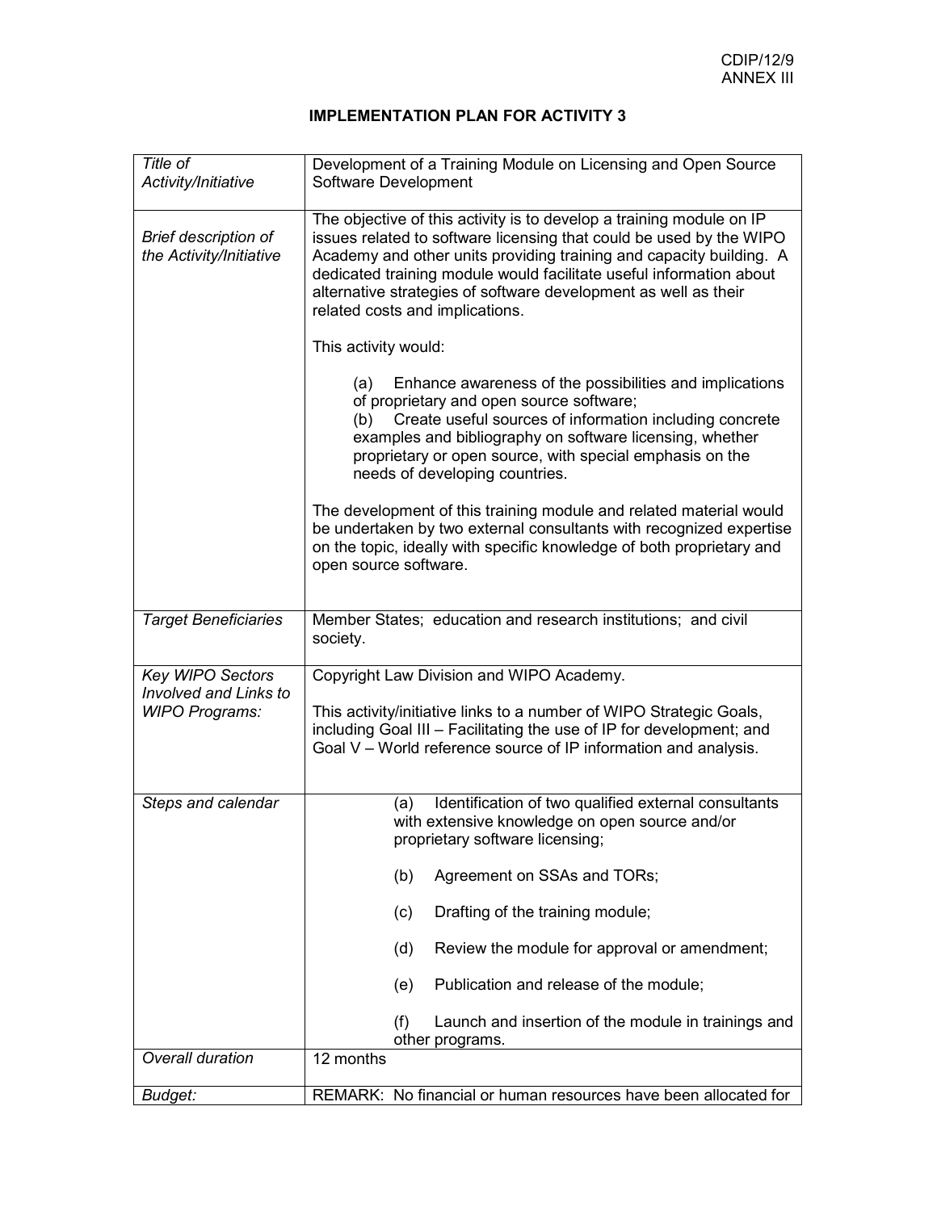# IMPLEMENTATION PLAN FOR ACTIVITY 3

| | |
|---|---|
| *Title of Activity/Initiative* | Development of a Training Module on Licensing and Open Source Software Development |
| *Brief description of the Activity/Initiative* | The objective of this activity is to develop a training module on IP issues related to software licensing that could be used by the WIPO Academy and other units providing training and capacity building. A dedicated training module would facilitate useful information about alternative strategies of software development as well as their related costs and implications.<br><br>This activity would:<br><br>(a) Enhance awareness of the possibilities and implications of proprietary and open source software;<br>(b) Create useful sources of information including concrete examples and bibliography on software licensing, whether proprietary or open source, with special emphasis on the needs of developing countries.<br><br>The development of this training module and related material would be undertaken by two external consultants with recognized expertise on the topic, ideally with specific knowledge of both proprietary and open source software. |
| *Target Beneficiaries* | Member States; education and research institutions; and civil society. |
| *Key WIPO Sectors Involved and Links to WIPO Programs:* | Copyright Law Division and WIPO Academy.<br><br>This activity/initiative links to a number of WIPO Strategic Goals, including Goal III – Facilitating the use of IP for development; and Goal V – World reference source of IP information and analysis. |
| *Steps and calendar* | (a) Identification of two qualified external consultants with extensive knowledge on open source and/or proprietary software licensing;<br><br>(b) Agreement on SSAs and TORs;<br><br>(c) Drafting of the training module;<br><br>(d) Review the module for approval or amendment;<br><br>(e) Publication and release of the module;<br><br>(f) Launch and insertion of the module in trainings and other programs. |
| *Overall duration* | 12 months |
| *Budget:* | REMARK: No financial or human resources have been allocated for |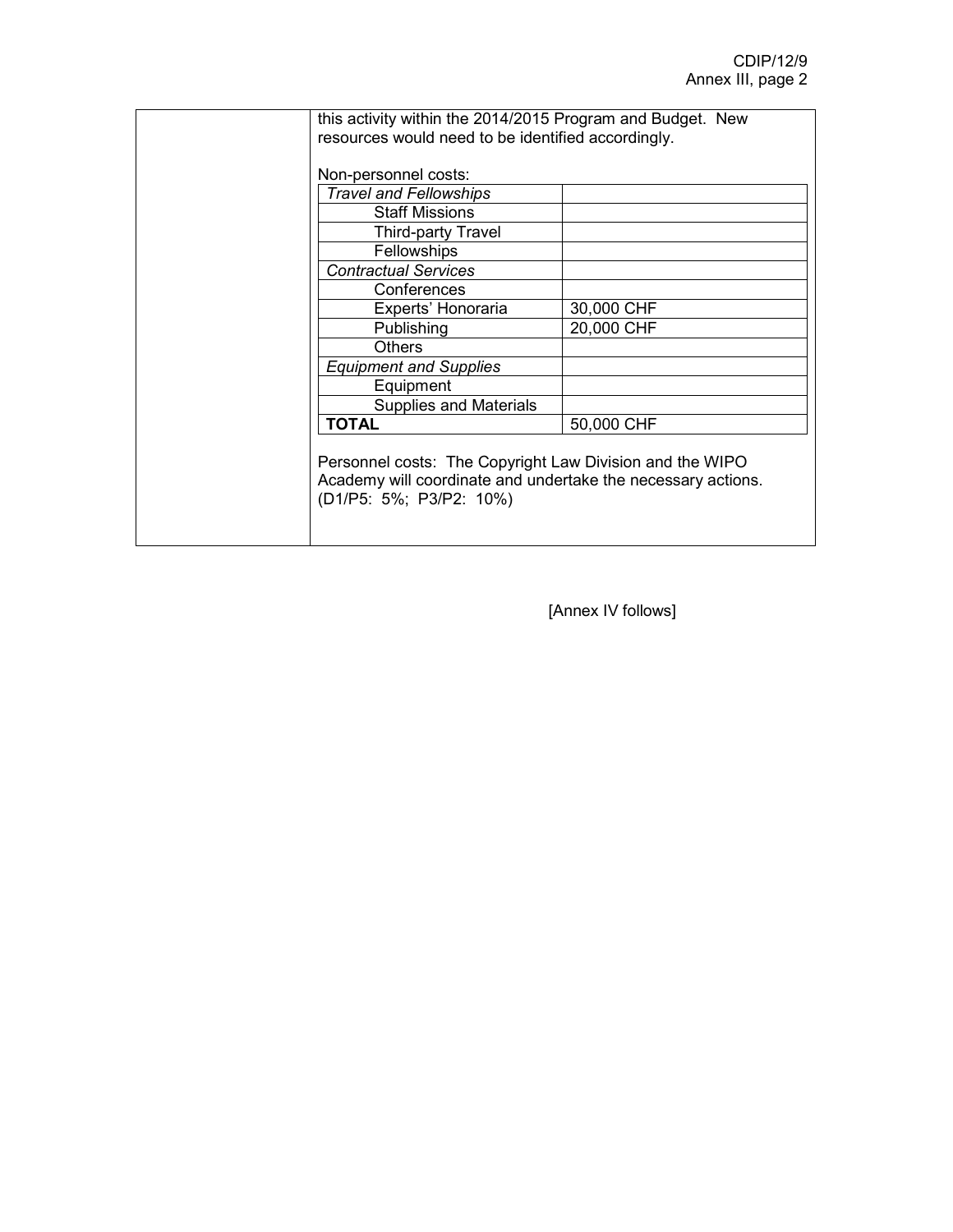this activity within the 2014/2015 Program and Budget. New resources would need to be identified accordingly.

Non-personnel costs:

| | |
|---|---|
| *Travel and Fellowships* | |
| Staff Missions | |
| Third-party Travel | |
| Fellowships | |
| *Contractual Services* | |
| Conferences | |
| Experts' Honoraria | 30,000 CHF |
| Publishing | 20,000 CHF |
| Others | |
| *Equipment and Supplies* | |
| Equipment | |
| Supplies and Materials | |
| **TOTAL** | 50,000 CHF |

Personnel costs: The Copyright Law Division and the WIPO Academy will coordinate and undertake the necessary actions. (D1/P5: 5%; P3/P2: 10%)

[Annex IV follows]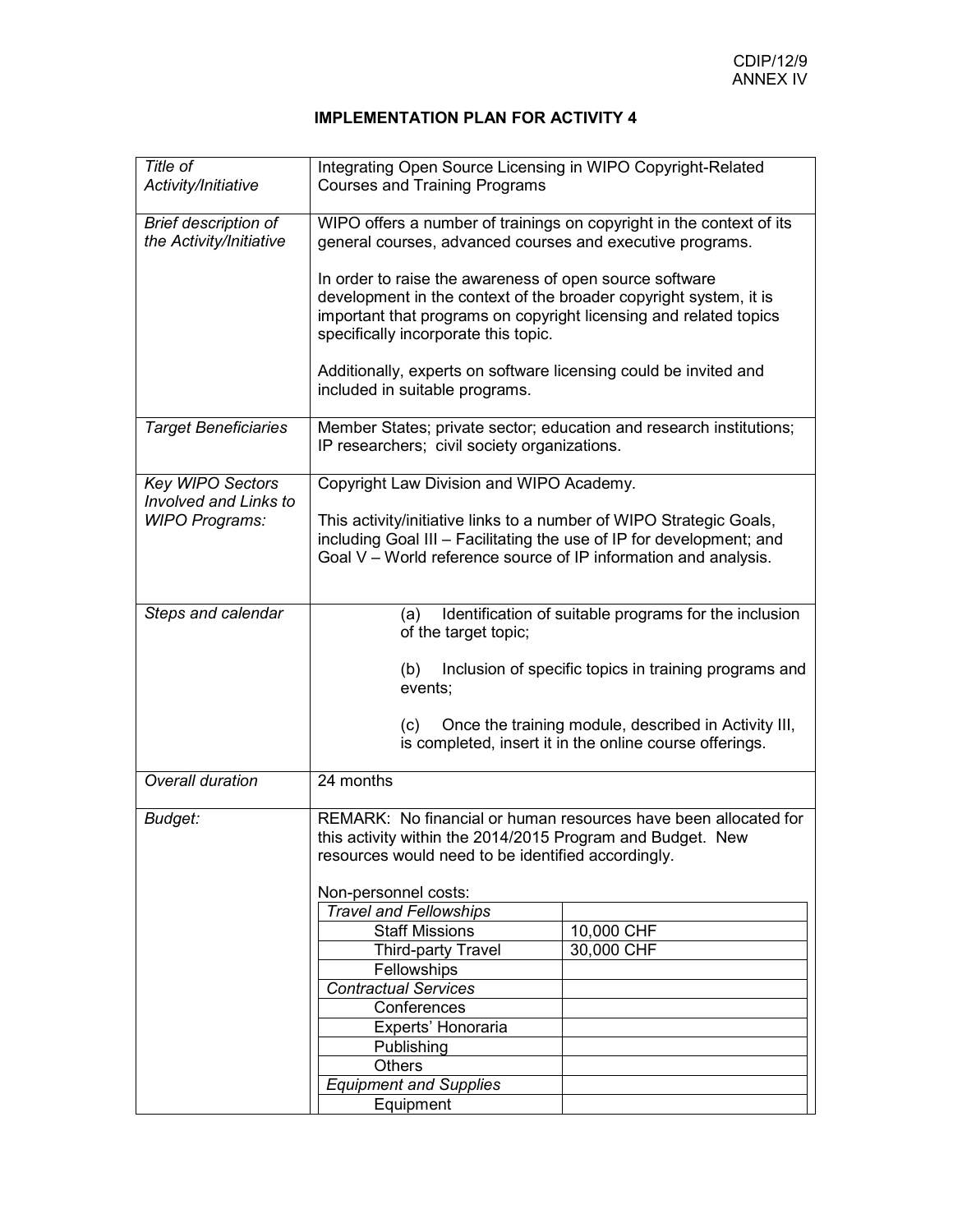CDIP/12/9
ANNEX IV

# IMPLEMENTATION PLAN FOR ACTIVITY 4

| *Title of Activity/Initiative* | Integrating Open Source Licensing in WIPO Copyright-Related Courses and Training Programs |
|---|---|
| *Brief description of the Activity/Initiative* | WIPO offers a number of trainings on copyright in the context of its general courses, advanced courses and executive programs.<br><br>In order to raise the awareness of open source software development in the context of the broader copyright system, it is important that programs on copyright licensing and related topics specifically incorporate this topic.<br><br>Additionally, experts on software licensing could be invited and included in suitable programs. |
| *Target Beneficiaries* | Member States; private sector; education and research institutions; IP researchers; civil society organizations. |
| *Key WIPO Sectors Involved and Links to WIPO Programs:* | Copyright Law Division and WIPO Academy.<br><br>This activity/initiative links to a number of WIPO Strategic Goals, including Goal III – Facilitating the use of IP for development; and Goal V – World reference source of IP information and analysis. |
| *Steps and calendar* | (a) Identification of suitable programs for the inclusion of the target topic;<br><br>(b) Inclusion of specific topics in training programs and events;<br><br>(c) Once the training module, described in Activity III, is completed, insert it in the online course offerings. |
| *Overall duration* | 24 months |
| *Budget:* | REMARK: No financial or human resources have been allocated for this activity within the 2014/2015 Program and Budget. New resources would need to be identified accordingly.<br><br>Non-personnel costs: |

| Non-personnel costs | |
|---|---|
| *Travel and Fellowships* | |
| Staff Missions | 10,000 CHF |
| Third-party Travel | 30,000 CHF |
| Fellowships | |
| *Contractual Services* | |
| Conferences | |
| Experts' Honoraria | |
| Publishing | |
| Others | |
| *Equipment and Supplies* | |
| Equipment | |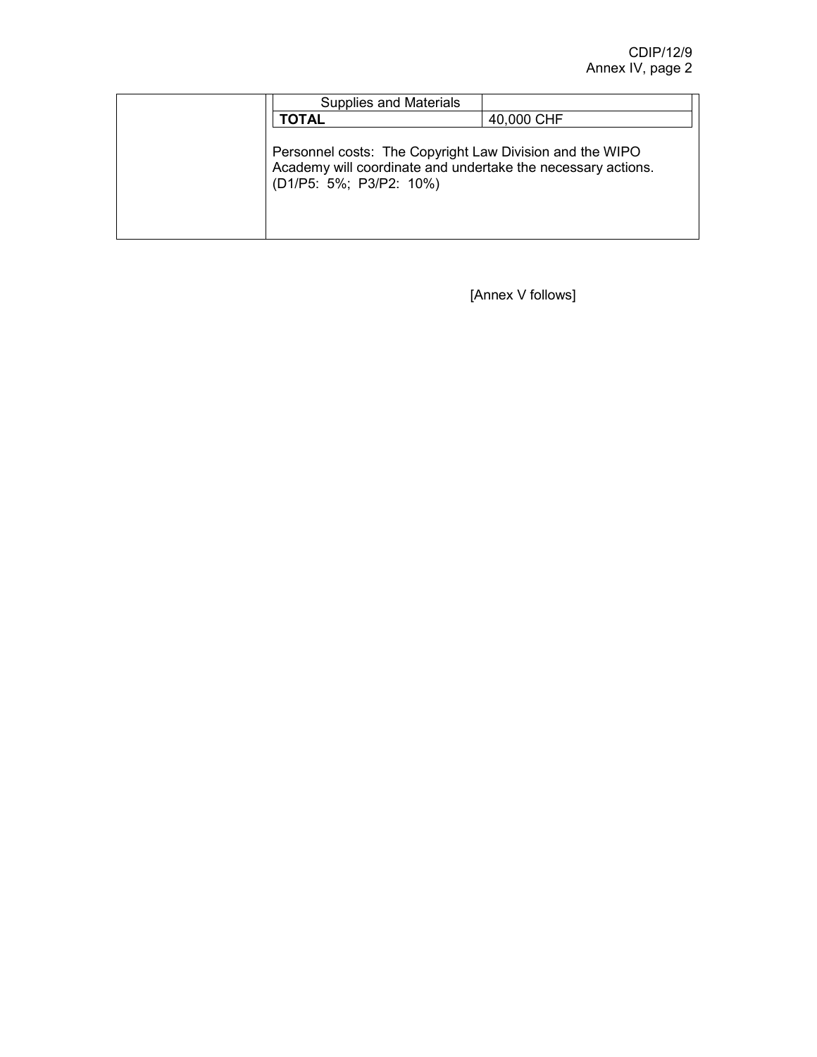| | |
|---|---|
| Supplies and Materials | |
| **TOTAL** | 40,000 CHF |

Personnel costs: The Copyright Law Division and the WIPO Academy will coordinate and undertake the necessary actions. (D1/P5: 5%; P3/P2: 10%)

[Annex V follows]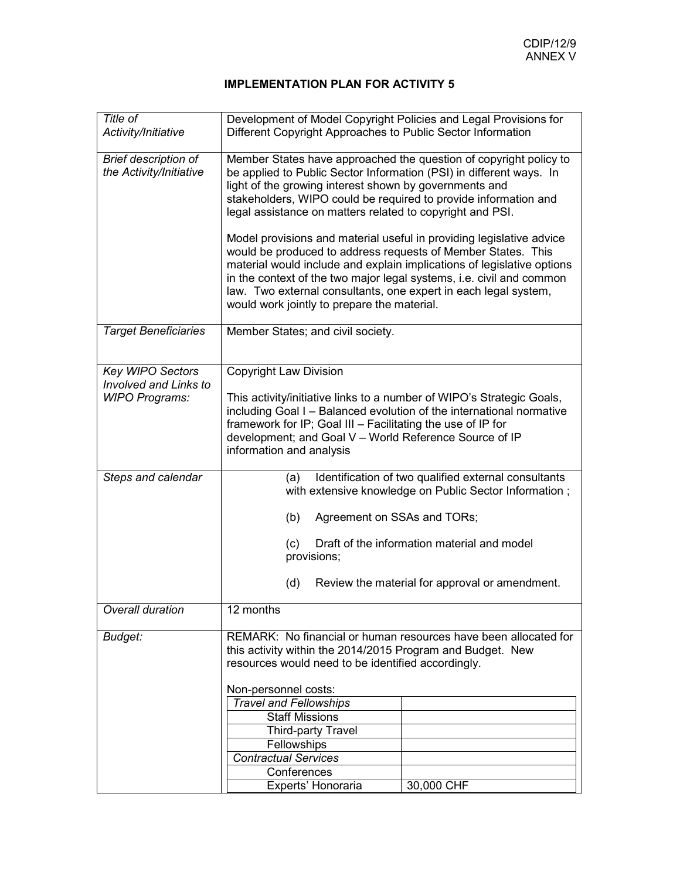CDIP/12/9
ANNEX V

## IMPLEMENTATION PLAN FOR ACTIVITY 5

| | |
|---|---|
| *Title of Activity/Initiative* | Development of Model Copyright Policies and Legal Provisions for Different Copyright Approaches to Public Sector Information |
| *Brief description of the Activity/Initiative* | Member States have approached the question of copyright policy to be applied to Public Sector Information (PSI) in different ways. In light of the growing interest shown by governments and stakeholders, WIPO could be required to provide information and legal assistance on matters related to copyright and PSI.<br><br>Model provisions and material useful in providing legislative advice would be produced to address requests of Member States. This material would include and explain implications of legislative options in the context of the two major legal systems, i.e. civil and common law. Two external consultants, one expert in each legal system, would work jointly to prepare the material. |
| *Target Beneficiaries* | Member States; and civil society. |
| *Key WIPO Sectors Involved and Links to WIPO Programs:* | Copyright Law Division<br><br>This activity/initiative links to a number of WIPO's Strategic Goals, including Goal I – Balanced evolution of the international normative framework for IP; Goal III – Facilitating the use of IP for development; and Goal V – World Reference Source of IP information and analysis |
| *Steps and calendar* | (a) Identification of two qualified external consultants with extensive knowledge on Public Sector Information ;<br><br>(b) Agreement on SSAs and TORs;<br><br>(c) Draft of the information material and model provisions;<br><br>(d) Review the material for approval or amendment. |
| *Overall duration* | 12 months |
| *Budget:* | REMARK: No financial or human resources have been allocated for this activity within the 2014/2015 Program and Budget. New resources would need to be identified accordingly.<br><br>Non-personnel costs: |

| | |
|---|---|
| *Travel and Fellowships* | |
| Staff Missions | |
| Third-party Travel | |
| Fellowships | |
| *Contractual Services* | |
| Conferences | |
| Experts' Honoraria | 30,000 CHF |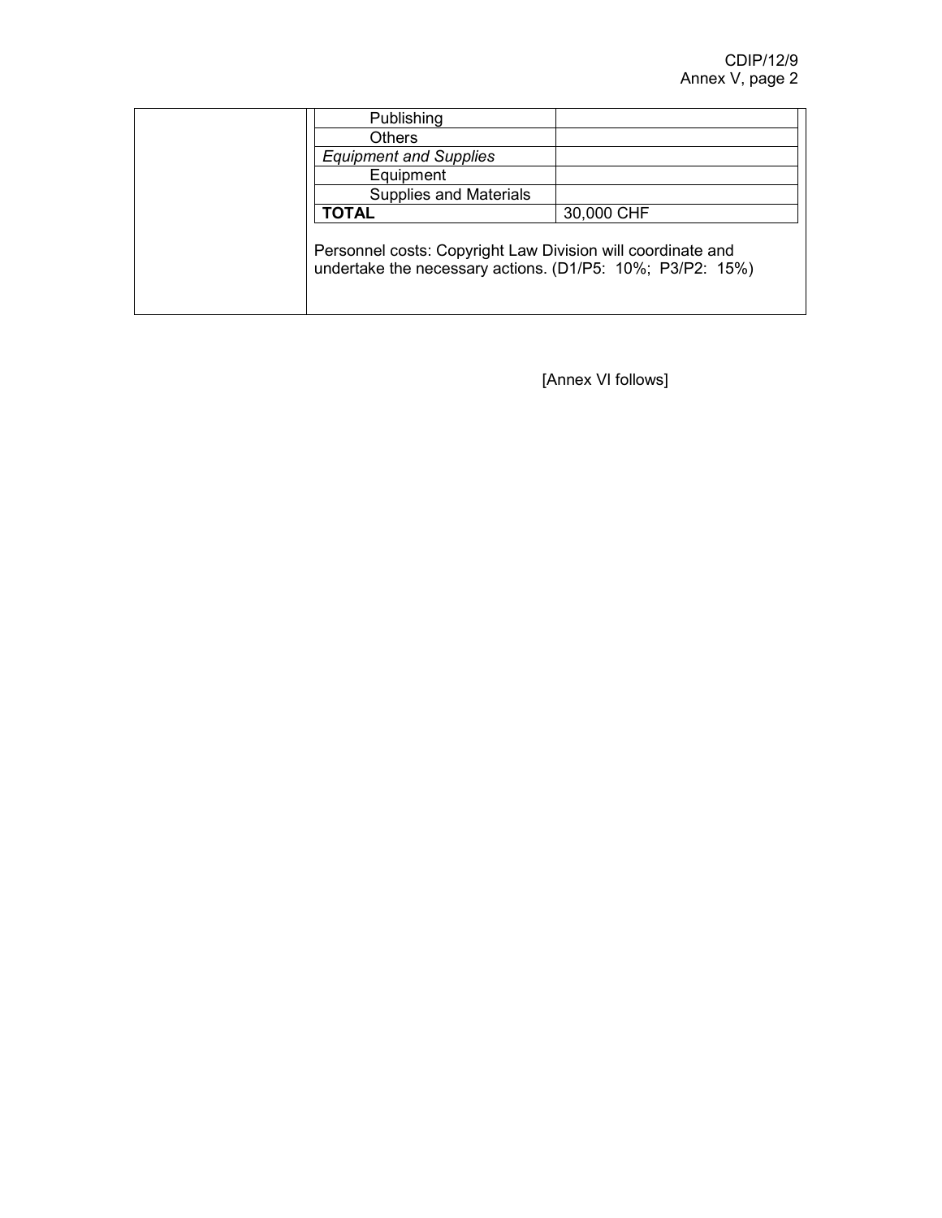| | |
|---|---|
| Publishing | |
| Others | |
| *Equipment and Supplies* | |
| Equipment | |
| Supplies and Materials | |
| **TOTAL** | 30,000 CHF |

Personnel costs: Copyright Law Division will coordinate and undertake the necessary actions. (D1/P5: 10%; P3/P2: 15%)

[Annex VI follows]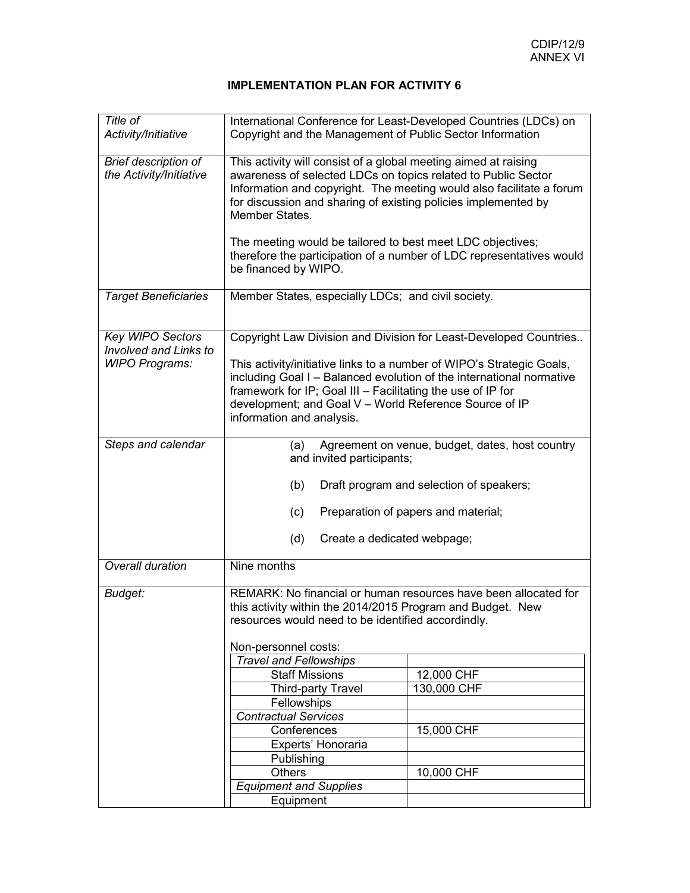CDIP/12/9
ANNEX VI

## IMPLEMENTATION PLAN FOR ACTIVITY 6

| | |
|---|---|
| *Title of Activity/Initiative* | International Conference for Least-Developed Countries (LDCs) on Copyright and the Management of Public Sector Information |
| *Brief description of the Activity/Initiative* | This activity will consist of a global meeting aimed at raising awareness of selected LDCs on topics related to Public Sector Information and copyright. The meeting would also facilitate a forum for discussion and sharing of existing policies implemented by Member States.<br><br>The meeting would be tailored to best meet LDC objectives; therefore the participation of a number of LDC representatives would be financed by WIPO. |
| *Target Beneficiaries* | Member States, especially LDCs; and civil society. |
| *Key WIPO Sectors Involved and Links to WIPO Programs:* | Copyright Law Division and Division for Least-Developed Countries..<br><br>This activity/initiative links to a number of WIPO's Strategic Goals, including Goal I – Balanced evolution of the international normative framework for IP; Goal III – Facilitating the use of IP for development; and Goal V – World Reference Source of IP information and analysis. |
| *Steps and calendar* | (a) Agreement on venue, budget, dates, host country and invited participants;<br><br>(b) Draft program and selection of speakers;<br><br>(c) Preparation of papers and material;<br><br>(d) Create a dedicated webpage; |
| *Overall duration* | Nine months |
| *Budget:* | REMARK: No financial or human resources have been allocated for this activity within the 2014/2015 Program and Budget. New resources would need to be identified accordindly.<br><br>Non-personnel costs: |

| Non-personnel costs | |
|---|---|
| *Travel and Fellowships* | |
| Staff Missions | 12,000 CHF |
| Third-party Travel | 130,000 CHF |
| Fellowships | |
| *Contractual Services* | |
| Conferences | 15,000 CHF |
| Experts' Honoraria | |
| Publishing | |
| Others | 10,000 CHF |
| *Equipment and Supplies* | |
| Equipment | |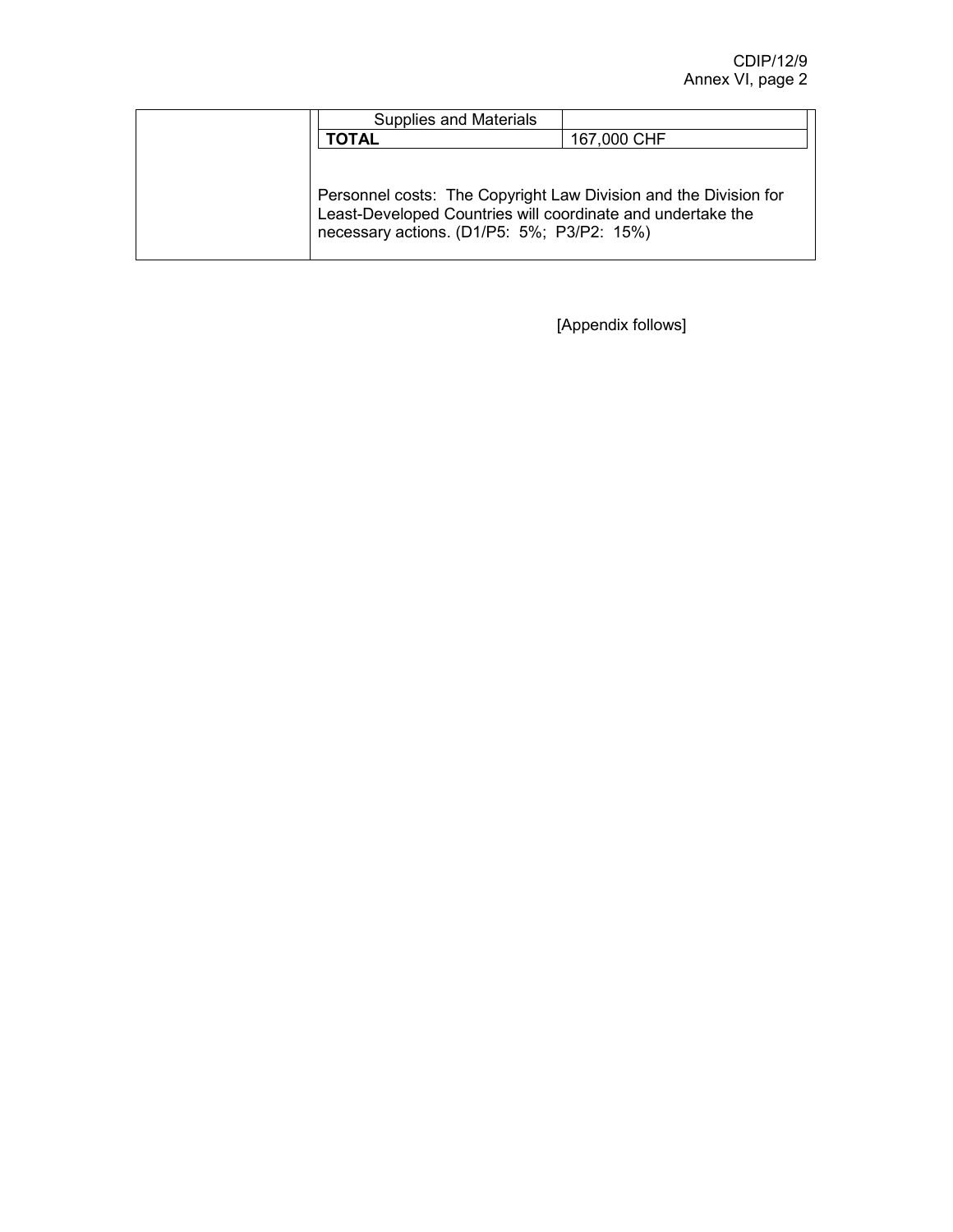| | | |
|---|---|---|
| | Supplies and Materials | |
| | **TOTAL** | 167,000 CHF |

Personnel costs: The Copyright Law Division and the Division for Least-Developed Countries will coordinate and undertake the necessary actions. (D1/P5: 5%; P3/P2: 15%)

[Appendix follows]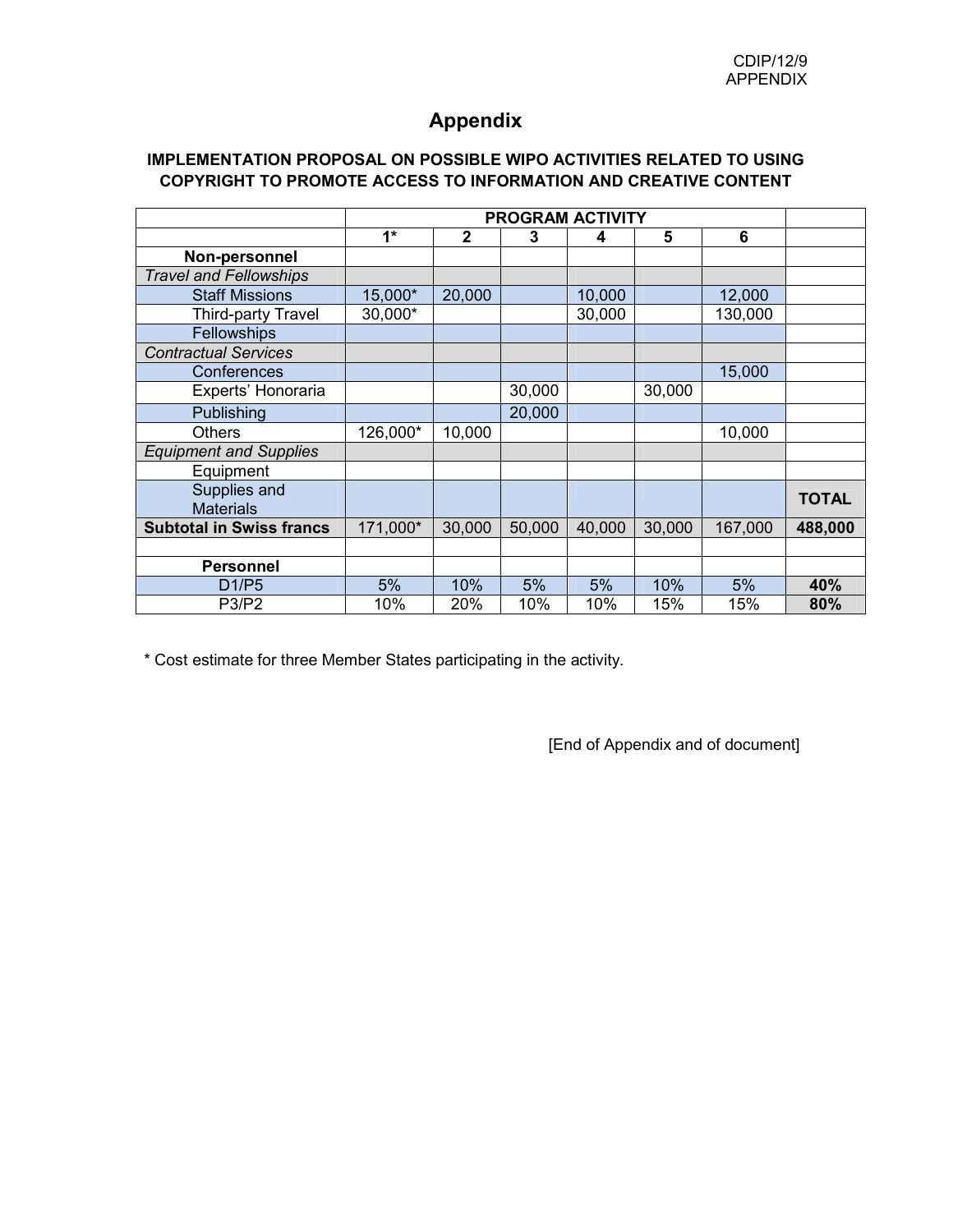# Appendix

## IMPLEMENTATION PROPOSAL ON POSSIBLE WIPO ACTIVITIES RELATED TO USING COPYRIGHT TO PROMOTE ACCESS TO INFORMATION AND CREATIVE CONTENT

| | PROGRAM ACTIVITY | | | | | | |
|---|---|---|---|---|---|---|---|
| | **1*** | **2** | **3** | **4** | **5** | **6** | |
| **Non-personnel** | | | | | | | |
| *Travel and Fellowships* | | | | | | | |
| Staff Missions | 15,000* | 20,000 | | 10,000 | | 12,000 | |
| Third-party Travel | 30,000* | | | 30,000 | | 130,000 | |
| Fellowships | | | | | | | |
| *Contractual Services* | | | | | | | |
| Conferences | | | | | | 15,000 | |
| Experts' Honoraria | | | 30,000 | | 30,000 | | |
| Publishing | | | 20,000 | | | | |
| Others | 126,000* | 10,000 | | | | 10,000 | |
| *Equipment and Supplies* | | | | | | | |
| Equipment | | | | | | | |
| Supplies and Materials | | | | | | | **TOTAL** |
| **Subtotal in Swiss francs** | 171,000* | 30,000 | 50,000 | 40,000 | 30,000 | 167,000 | **488,000** |
| | | | | | | | |
| **Personnel** | | | | | | | |
| D1/P5 | 5% | 10% | 5% | 5% | 10% | 5% | **40%** |
| P3/P2 | 10% | 20% | 10% | 10% | 15% | 15% | **80%** |

* Cost estimate for three Member States participating in the activity.

[End of Appendix and of document]